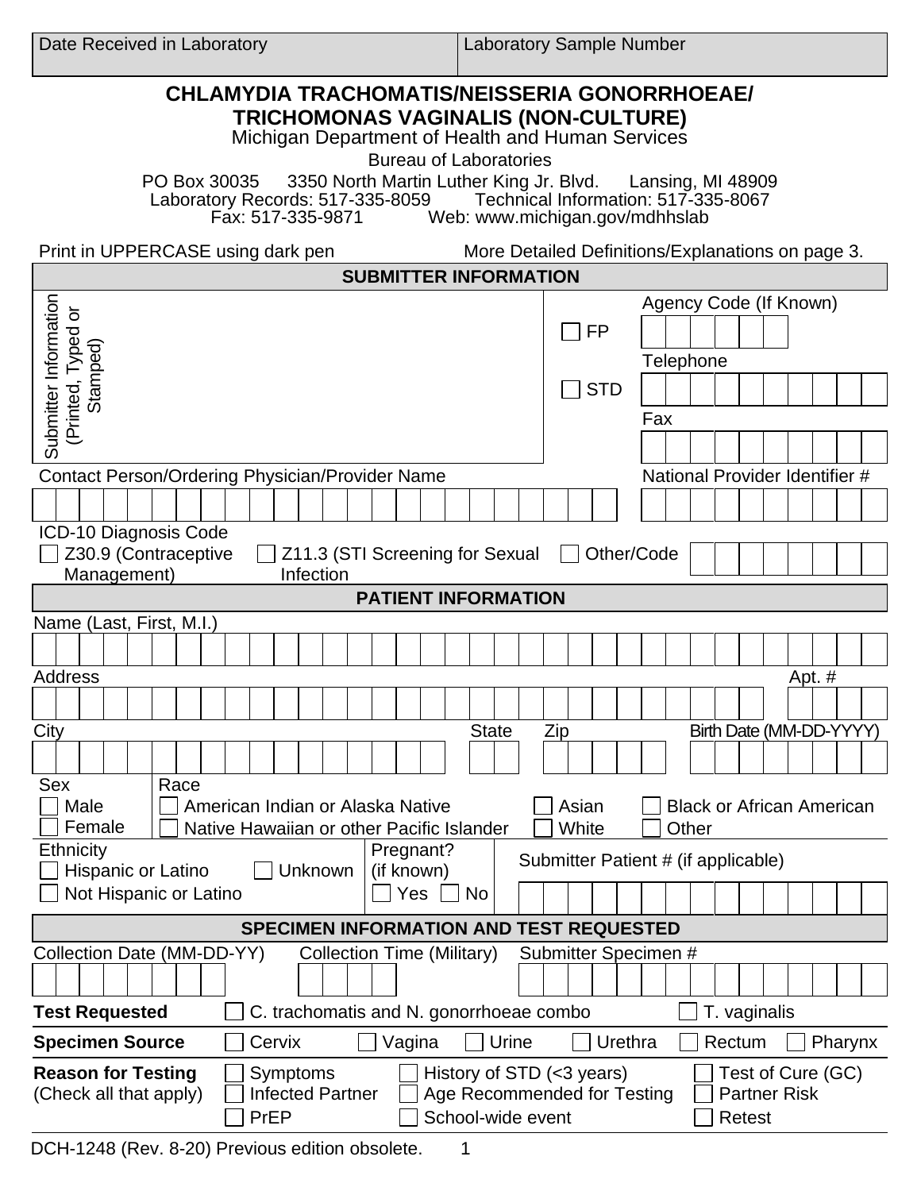| Date Received in Laboratory | Laboratory Sample Number |
|---|---|
| | |

# CHLAMYDIA TRACHOMATIS/NEISSERIA GONORRHOEAE/ TRICHOMONAS VAGINALIS (NON-CULTURE)

Michigan Department of Health and Human Services

Bureau of Laboratories

PO Box 30035 3350 North Martin Luther King Jr. Blvd. Lansing, MI 48909

Laboratory Records: 517-335-8059 Technical Information: 517-335-8067

Fax: 517-335-9871 Web: www.michigan.gov/mdhhslab

Print in UPPERCASE using dark pen More Detailed Definitions/Explanations on page 3.

## SUBMITTER INFORMATION

Submitter Information (Printed, Typed or Stamped)

☐ FP

☐ STD

Agency Code (If Known)

Telephone

Fax

Contact Person/Ordering Physician/Provider Name

National Provider Identifier #

ICD-10 Diagnosis Code

☐ Z30.9 (Contraceptive Management) ☐ Z11.3 (STI Screening for Sexual Infection ☐ Other/Code

## PATIENT INFORMATION

Name (Last, First, M.I.)

Address Apt. #

City State Zip Birth Date (MM-DD-YYYY)

Sex

☐ Male

☐ Female

Race

☐ American Indian or Alaska Native ☐ Asian ☐ Black or African American

☐ Native Hawaiian or other Pacific Islander ☐ White ☐ Other

Ethnicity

☐ Hispanic or Latino ☐ Unknown

☐ Not Hispanic or Latino

Pregnant? (if known)

☐ Yes ☐ No

Submitter Patient # (if applicable)

## SPECIMEN INFORMATION AND TEST REQUESTED

Collection Date (MM-DD-YY) Collection Time (Military) Submitter Specimen #

**Test Requested** ☐ C. trachomatis and N. gonorrhoeae combo ☐ T. vaginalis

**Specimen Source** ☐ Cervix ☐ Vagina ☐ Urine ☐ Urethra ☐ Rectum ☐ Pharynx

**Reason for Testing** (Check all that apply)

☐ Symptoms ☐ History of STD (<3 years) ☐ Test of Cure (GC)

☐ Infected Partner ☐ Age Recommended for Testing ☐ Partner Risk

☐ PrEP ☐ School-wide event ☐ Retest

DCH-1248 (Rev. 8-20) Previous edition obsolete.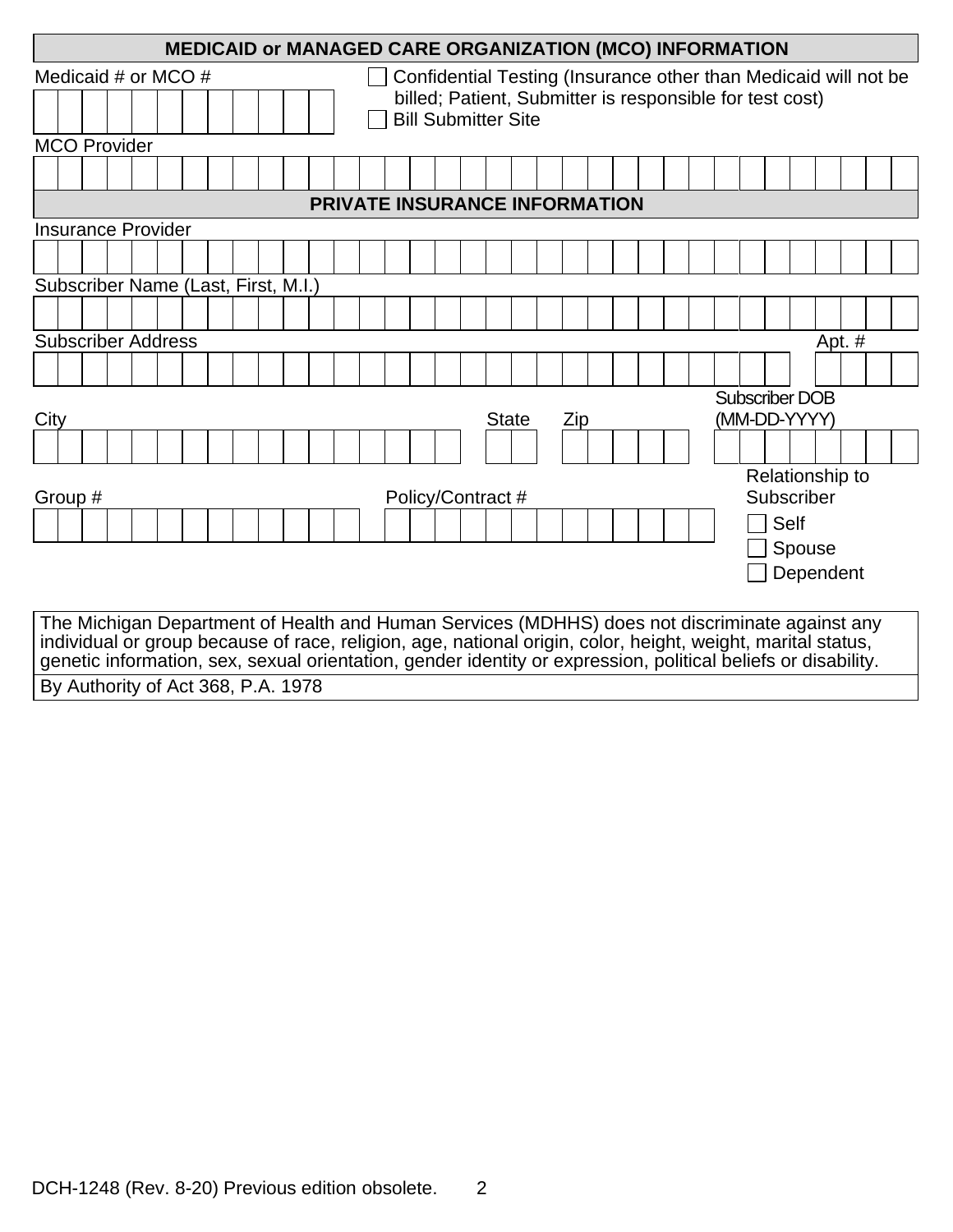## MEDICAID or MANAGED CARE ORGANIZATION (MCO) INFORMATION

Medicaid # or MCO #

☐ Confidential Testing (Insurance other than Medicaid will not be billed; Patient, Submitter is responsible for test cost)

☐ Bill Submitter Site

MCO Provider

## PRIVATE INSURANCE INFORMATION

Insurance Provider

Subscriber Name (Last, First, M.I.)

Subscriber Address

Apt. #

City

State

Zip

Subscriber DOB (MM-DD-YYYY)

Group #

Policy/Contract #

Relationship to Subscriber

☐ Self

☐ Spouse

☐ Dependent

The Michigan Department of Health and Human Services (MDHHS) does not discriminate against any individual or group because of race, religion, age, national origin, color, height, weight, marital status, genetic information, sex, sexual orientation, gender identity or expression, political beliefs or disability.

By Authority of Act 368, P.A. 1978

DCH-1248 (Rev. 8-20) Previous edition obsolete.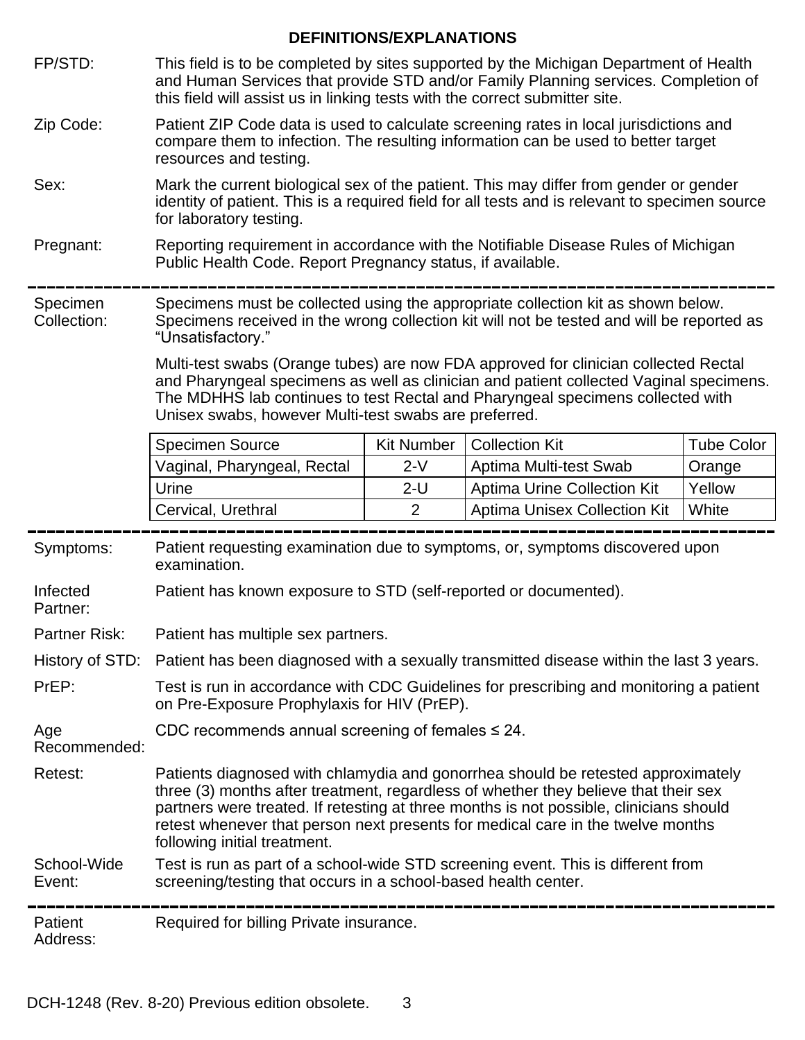## DEFINITIONS/EXPLANATIONS

**FP/STD:** This field is to be completed by sites supported by the Michigan Department of Health and Human Services that provide STD and/or Family Planning services. Completion of this field will assist us in linking tests with the correct submitter site.

**Zip Code:** Patient ZIP Code data is used to calculate screening rates in local jurisdictions and compare them to infection. The resulting information can be used to better target resources and testing.

**Sex:** Mark the current biological sex of the patient. This may differ from gender or gender identity of patient. This is a required field for all tests and is relevant to specimen source for laboratory testing.

**Pregnant:** Reporting requirement in accordance with the Notifiable Disease Rules of Michigan Public Health Code. Report Pregnancy status, if available.

---

**Specimen Collection:** Specimens must be collected using the appropriate collection kit as shown below. Specimens received in the wrong collection kit will not be tested and will be reported as “Unsatisfactory.”

Multi-test swabs (Orange tubes) are now FDA approved for clinician collected Rectal and Pharyngeal specimens as well as clinician and patient collected Vaginal specimens. The MDHHS lab continues to test Rectal and Pharyngeal specimens collected with Unisex swabs, however Multi-test swabs are preferred.

| Specimen Source | Kit Number | Collection Kit | Tube Color |
|---|---|---|---|
| Vaginal, Pharyngeal, Rectal | 2-V | Aptima Multi-test Swab | Orange |
| Urine | 2-U | Aptima Urine Collection Kit | Yellow |
| Cervical, Urethral | 2 | Aptima Unisex Collection Kit | White |

---

**Symptoms:** Patient requesting examination due to symptoms, or, symptoms discovered upon examination.

**Infected Partner:** Patient has known exposure to STD (self-reported or documented).

**Partner Risk:** Patient has multiple sex partners.

**History of STD:** Patient has been diagnosed with a sexually transmitted disease within the last 3 years.

**PrEP:** Test is run in accordance with CDC Guidelines for prescribing and monitoring a patient on Pre-Exposure Prophylaxis for HIV (PrEP).

**Age Recommended:** CDC recommends annual screening of females ≤ 24.

**Retest:** Patients diagnosed with chlamydia and gonorrhea should be retested approximately three (3) months after treatment, regardless of whether they believe that their sex partners were treated. If retesting at three months is not possible, clinicians should retest whenever that person next presents for medical care in the twelve months following initial treatment.

**School-Wide Event:** Test is run as part of a school-wide STD screening event. This is different from screening/testing that occurs in a school-based health center.

---

**Patient Address:** Required for billing Private insurance.

DCH-1248 (Rev. 8-20) Previous edition obsolete.